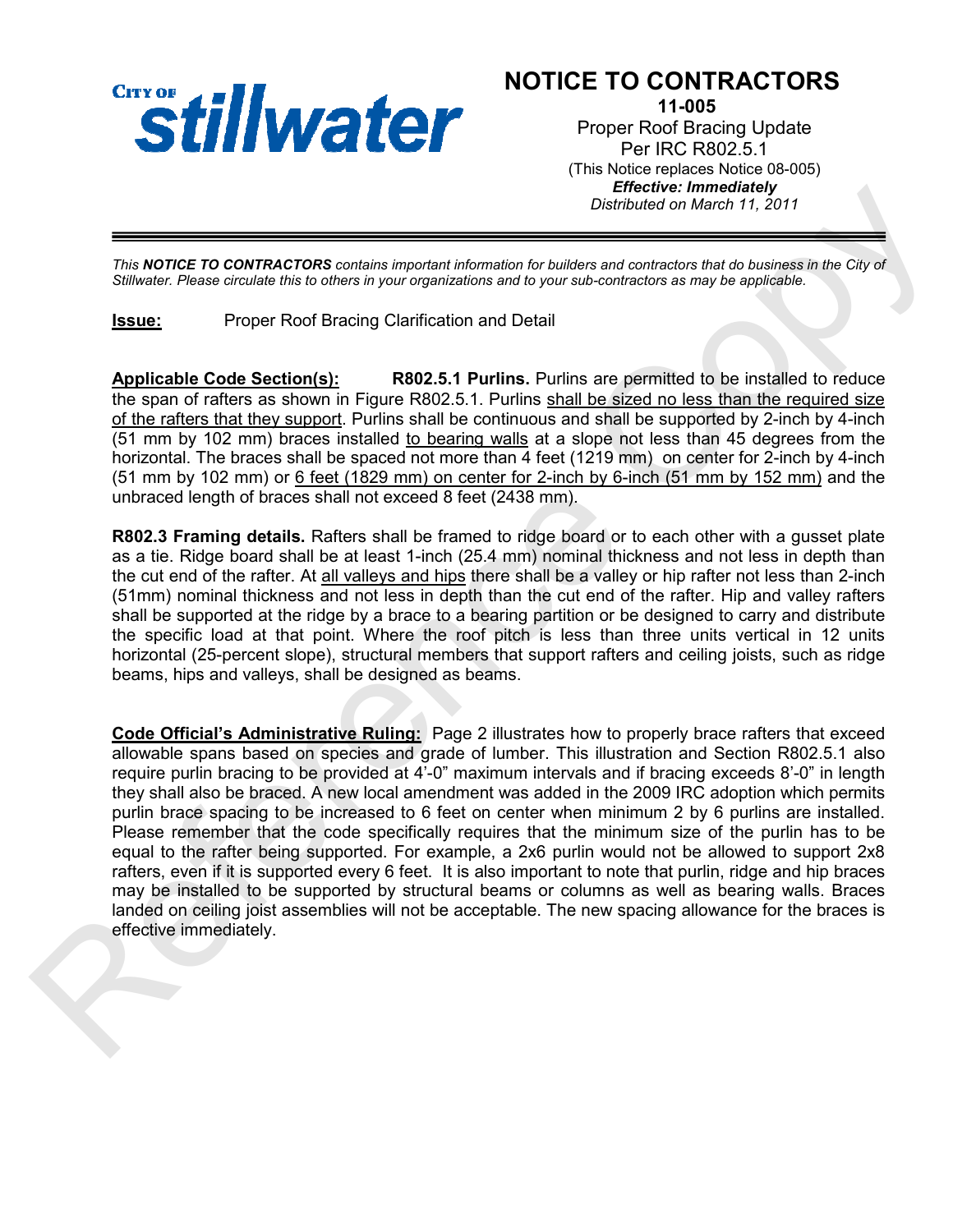**CITY OF stillwater**

# NOTICE TO CONTRACTORS

**11-005**

Proper Roof Bracing Update
Per IRC R802.5.1
(This Notice replaces Notice 08-005)
***Effective: Immediately***
*Distributed on March 11, 2011*

---

*This **NOTICE TO CONTRACTORS** contains important information for builders and contractors that do business in the City of Stillwater. Please circulate this to others in your organizations and to your sub-contractors as may be applicable.*

**Issue:** Proper Roof Bracing Clarification and Detail

**Applicable Code Section(s):** **R802.5.1 Purlins.** Purlins are permitted to be installed to reduce the span of rafters as shown in Figure R802.5.1. Purlins shall be sized no less than the required size of the rafters that they support. Purlins shall be continuous and shall be supported by 2-inch by 4-inch (51 mm by 102 mm) braces installed to bearing walls at a slope not less than 45 degrees from the horizontal. The braces shall be spaced not more than 4 feet (1219 mm) on center for 2-inch by 4-inch (51 mm by 102 mm) or 6 feet (1829 mm) on center for 2-inch by 6-inch (51 mm by 152 mm) and the unbraced length of braces shall not exceed 8 feet (2438 mm).

**R802.3 Framing details.** Rafters shall be framed to ridge board or to each other with a gusset plate as a tie. Ridge board shall be at least 1-inch (25.4 mm) nominal thickness and not less in depth than the cut end of the rafter. At all valleys and hips there shall be a valley or hip rafter not less than 2-inch (51mm) nominal thickness and not less in depth than the cut end of the rafter. Hip and valley rafters shall be supported at the ridge by a brace to a bearing partition or be designed to carry and distribute the specific load at that point. Where the roof pitch is less than three units vertical in 12 units horizontal (25-percent slope), structural members that support rafters and ceiling joists, such as ridge beams, hips and valleys, shall be designed as beams.

**Code Official's Administrative Ruling:** Page 2 illustrates how to properly brace rafters that exceed allowable spans based on species and grade of lumber. This illustration and Section R802.5.1 also require purlin bracing to be provided at 4'-0" maximum intervals and if bracing exceeds 8'-0" in length they shall also be braced. A new local amendment was added in the 2009 IRC adoption which permits purlin brace spacing to be increased to 6 feet on center when minimum 2 by 6 purlins are installed. Please remember that the code specifically requires that the minimum size of the purlin has to be equal to the rafter being supported. For example, a 2x6 purlin would not be allowed to support 2x8 rafters, even if it is supported every 6 feet. It is also important to note that purlin, ridge and hip braces may be installed to be supported by structural beams or columns as well as bearing walls. Braces landed on ceiling joist assemblies will not be acceptable. The new spacing allowance for the braces is effective immediately.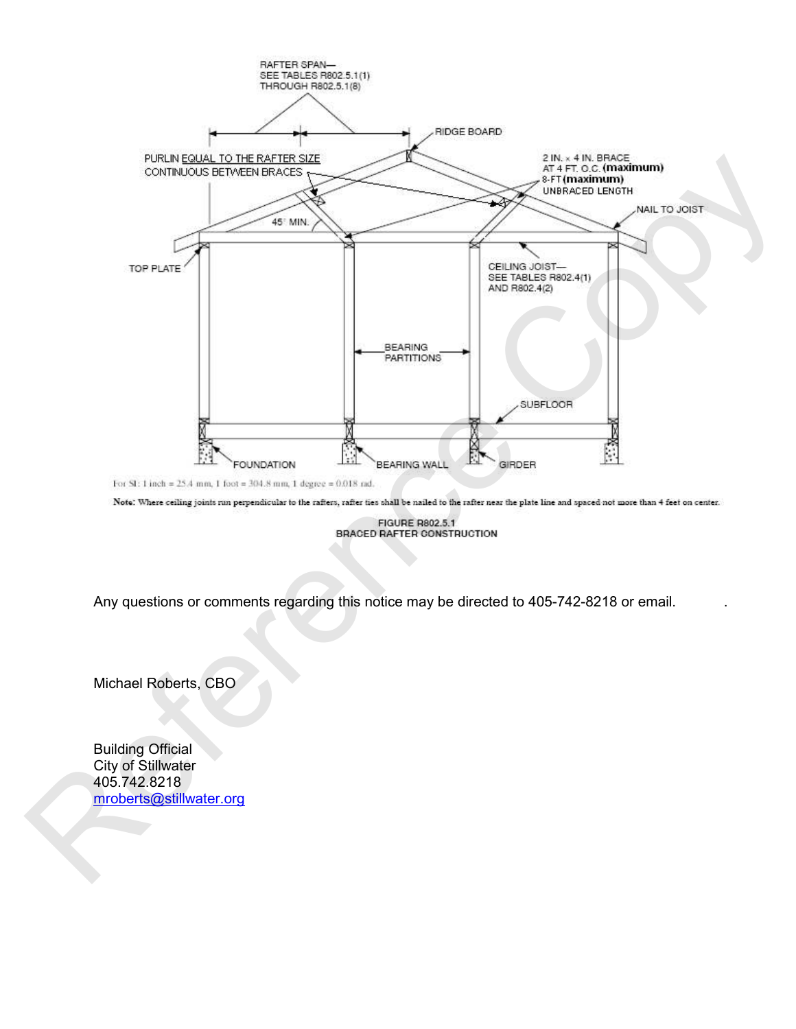RAFTER SPAN—
SEE TABLES R802.5.1(1)
THROUGH R802.5.1(8)

RIDGE BOARD

PURLIN EQUAL TO THE RAFTER SIZE
CONTINUOUS BETWEEN BRACES

2 IN. × 4 IN. BRACE
AT 4 FT. O.C. **(maximum)**
8-FT **(maximum)**
UNBRACED LENGTH

NAIL TO JOIST

45° MIN.

TOP PLATE

CEILING JOIST—
SEE TABLES R802.4(1)
AND R802.4(2)

BEARING
PARTITIONS

SUBFLOOR

FOUNDATION

BEARING WALL

GIRDER

For SI: 1 inch = 25.4 mm, 1 foot = 304.8 mm, 1 degree = 0.018 rad.

**Note:** Where ceiling joists run perpendicular to the rafters, rafter ties shall be nailed to the rafter near the plate line and spaced not more than 4 feet on center.

FIGURE R802.5.1
BRACED RAFTER CONSTRUCTION

Any questions or comments regarding this notice may be directed to 405-742-8218 or email.

Michael Roberts, CBO

Building Official
City of Stillwater
405.742.8218
mroberts@stillwater.org